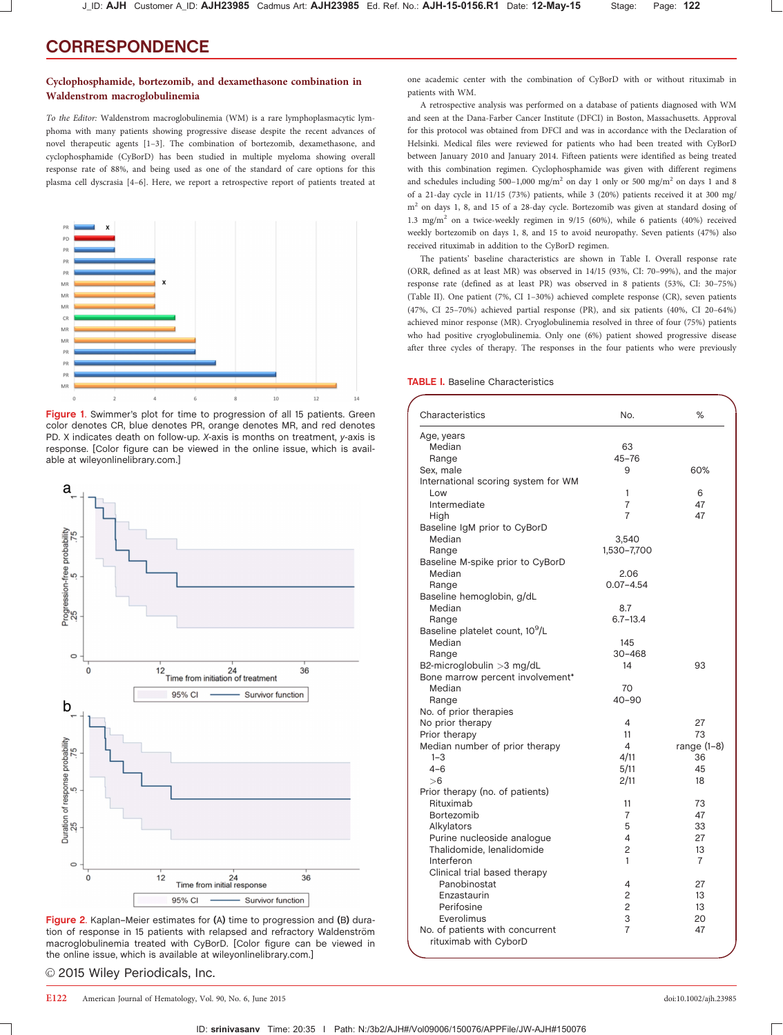# CORRESPONDENCE

## Cyclophosphamide, bortezomib, and dexamethasone combination in Waldenstrom macroglobulinemia

*To the Editor:* Waldenstrom macroglobulinemia (WM) is a rare lymphoplasmacytic lymphoma with many patients showing progressive disease despite the recent advances of novel therapeutic agents [1–3]. The combination of bortezomib, dexamethasone, and cyclophosphamide (CyBorD) has been studied in multiple myeloma showing overall response rate of 88%, and being used as one of the standard of care options for this plasma cell dyscrasia [4–6]. Here, we report a retrospective report of patients treated at one academic center with the combination of CyBorD with or without rituximab in patients with WM.

A retrospective analysis was performed on a database of patients diagnosed with WM and seen at the Dana-Farber Cancer Institute (DFCI) in Boston, Massachusetts. Approval for this protocol was obtained from DFCI and was in accordance with the Declaration of Helsinki. Medical files were reviewed for patients who had been treated with CyBorD between January 2010 and January 2014. Fifteen patients were identified as being treated with this combination regimen. Cyclophosphamide was given with different regimens and schedules including 500–1,000 mg/m$^2$ on day 1 only or 500 mg/m$^2$ on days 1 and 8 of a 21-day cycle in 11/15 (73%) patients, while 3 (20%) patients received it at 300 mg/m$^2$ on days 1, 8, and 15 of a 28-day cycle. Bortezomib was given at standard dosing of 1.3 mg/m$^2$ on a twice-weekly regimen in 9/15 (60%), while 6 patients (40%) received weekly bortezomib on days 1, 8, and 15 to avoid neuropathy. Seven patients (47%) also received rituximab in addition to the CyBorD regimen.

The patients' baseline characteristics are shown in Table I. Overall response rate (ORR, defined as at least MR) was observed in 14/15 (93%, CI: 70–99%), and the major response rate (defined as at least PR) was observed in 8 patients (53%, CI: 30–75%) (Table II). One patient (7%, CI 1–30%) achieved complete response (CR), seven patients (47%, CI 25–70%) achieved partial response (PR), and six patients (40%, CI 20–64%) achieved minor response (MR). Cryoglobulinemia resolved in three of four (75%) patients who had positive cryoglobulinemia. Only one (6%) patient showed progressive disease after three cycles of therapy. The responses in the four patients who were previously

Figure 1. Swimmer's plot for time to progression of all 15 patients. Green color denotes CR, blue denotes PR, orange denotes MR, and red denotes PD. X indicates death on follow-up. *X*-axis is months on treatment, *y*-axis is response. [Color figure can be viewed in the online issue, which is available at wileyonlinelibrary.com.]

Figure 2. Kaplan–Meier estimates for (A) time to progression and (B) duration of response in 15 patients with relapsed and refractory Waldenström macroglobulinemia treated with CyBorD. [Color figure can be viewed in the online issue, which is available at wileyonlinelibrary.com.]

**TABLE I.** Baseline Characteristics

| Characteristics | No. | % |
|---|---|---|
| Age, years | | |
| Median | 63 | |
| Range | 45–76 | |
| Sex, male | 9 | 60% |
| International scoring system for WM | | |
| Low | 1 | 6 |
| Intermediate | 7 | 47 |
| High | 7 | 47 |
| Baseline IgM prior to CyBorD | | |
| Median | 3,540 | |
| Range | 1,530–7,700 | |
| Baseline M-spike prior to CyBorD | | |
| Median | 2.06 | |
| Range | 0.07–4.54 | |
| Baseline hemoglobin, g/dL | | |
| Median | 8.7 | |
| Range | 6.7–13.4 | |
| Baseline platelet count, 10$^9$/L | | |
| Median | 145 | |
| Range | 30–468 | |
| B2-microglobulin >3 mg/dL | 14 | 93 |
| Bone marrow percent involvement* | | |
| Median | 70 | |
| Range | 40–90 | |
| No. of prior therapies | | |
| No prior therapy | 4 | 27 |
| Prior therapy | 11 | 73 |
| Median number of prior therapy | 4 | range (1–8) |
| 1–3 | 4/11 | 36 |
| 4–6 | 5/11 | 45 |
| >6 | 2/11 | 18 |
| Prior therapy (no. of patients) | | |
| Rituximab | 11 | 73 |
| Bortezomib | 7 | 47 |
| Alkylators | 5 | 33 |
| Purine nucleoside analogue | 4 | 27 |
| Thalidomide, lenalidomide | 2 | 13 |
| Interferon | 1 | 7 |
| Clinical trial based therapy | | |
| Panobinostat | 4 | 27 |
| Enzastaurin | 2 | 13 |
| Perifosine | 2 | 13 |
| Everolimus | 3 | 20 |
| No. of patients with concurrent rituximab with CyborD | 7 | 47 |

© 2015 Wiley Periodicals, Inc.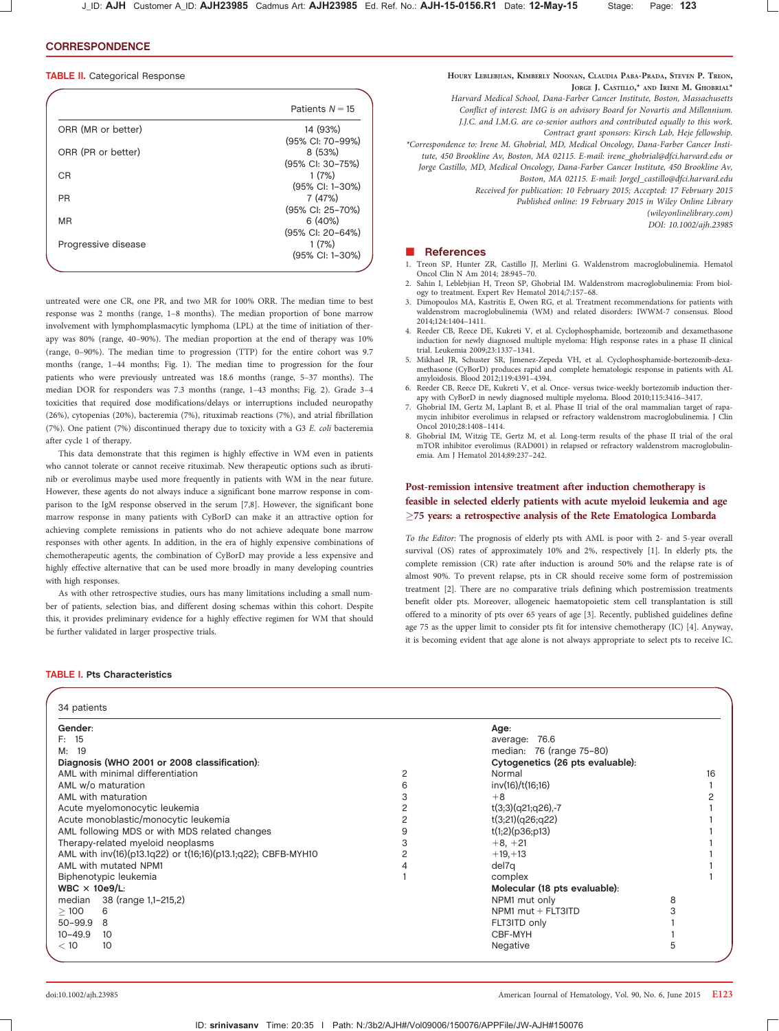## CORRESPONDENCE

**TABLE II.** Categorical Response

| | Patients N = 15 |
|---|---|
| ORR (MR or better) | 14 (93%) (95% CI: 70–99%) |
| ORR (PR or better) | 8 (53%) (95% CI: 30–75%) |
| CR | 1 (7%) (95% CI: 1–30%) |
| PR | 7 (47%) (95% CI: 25–70%) |
| MR | 6 (40%) (95% CI: 20–64%) |
| Progressive disease | 1 (7%) (95% CI: 1–30%) |

untreated were one CR, one PR, and two MR for 100% ORR. The median time to best response was 2 months (range, 1–8 months). The median proportion of bone marrow involvement with lymphoplasmacytic lymphoma (LPL) at the time of initiation of therapy was 80% (range, 40–90%). The median proportion at the end of therapy was 10% (range, 0–90%). The median time to progression (TTP) for the entire cohort was 9.7 months (range, 1–44 months; Fig. 1). The median time to progression for the four patients who were previously untreated was 18.6 months (range, 5–37 months). The median DOR for responders was 7.3 months (range, 1–43 months; Fig. 2). Grade 3–4 toxicities that required dose modifications/delays or interruptions included neuropathy (26%), cytopenias (20%), bacteremia (7%), rituximab reactions (7%), and atrial fibrillation (7%). One patient (7%) discontinued therapy due to toxicity with a G3 *E. coli* bacteremia after cycle 1 of therapy.

This data demonstrate that this regimen is highly effective in WM even in patients who cannot tolerate or cannot receive rituximab. New therapeutic options such as ibrutinib or everolimus maybe used more frequently in patients with WM in the near future. However, these agents do not always induce a significant bone marrow response in comparison to the IgM response observed in the serum [7,8]. However, the significant bone marrow response in many patients with CyBorD can make it an attractive option for achieving complete remissions in patients who do not achieve adequate bone marrow responses with other agents. In addition, in the era of highly expensive combinations of chemotherapeutic agents, the combination of CyBorD may provide a less expensive and highly effective alternative that can be used more broadly in many developing countries with high responses.

As with other retrospective studies, ours has many limitations including a small number of patients, selection bias, and different dosing schemas within this cohort. Despite this, it provides preliminary evidence for a highly effective regimen for WM that should be further validated in larger prospective trials.

Houry Leblebjian, Kimberly Noonan, Claudia Paba-Prada, Steven P. Treon, Jorge J. Castillo,* and Irene M. Ghobrial*

*Harvard Medical School, Dana-Farber Cancer Institute, Boston, Massachusetts*
*Conflict of interest: IMG is on advisory Board for Novartis and Millennium.*
*J.J.C. and I.M.G. are co-senior authors and contributed equally to this work.*
*Contract grant sponsors: Kirsch Lab, Heje fellowship.*
*\*Correspondence to: Irene M. Ghobrial, MD, Medical Oncology, Dana-Farber Cancer Institute, 450 Brookline Av, Boston, MA 02115. E-mail: irene_ghobrial@dfci.harvard.edu or Jorge Castillo, MD, Medical Oncology, Dana-Farber Cancer Institute, 450 Brookline Av, Boston, MA 02115. E-mail: Jorgej_castillo@dfci.harvard.edu*
*Received for publication: 10 February 2015; Accepted: 17 February 2015*
*Published online: 19 February 2015 in Wiley Online Library (wileyonlinelibrary.com)*
*DOI: 10.1002/ajh.23985*

### References

1. Treon SP, Hunter ZR, Castillo JJ, Merlini G. Waldenstrom macroglobulinemia. Hematol Oncol Clin N Am 2014; 28:945–70.
2. Sahin I, Leblebjian H, Treon SP, Ghobrial IM. Waldenstrom macroglobulinemia: From biology to treatment. Expert Rev Hematol 2014;7:157–68.
3. Dimopoulos MA, Kastritis E, Owen RG, et al. Treatment recommendations for patients with waldenstrom macroglobulinemia (WM) and related disorders: IWWM-7 consensus. Blood 2014;124:1404–1411.
4. Reeder CB, Reece DE, Kukreti V, et al. Cyclophosphamide, bortezomib and dexamethasone induction for newly diagnosed multiple myeloma: High response rates in a phase II clinical trial. Leukemia 2009;23:1337–1341.
5. Mikhael JR, Schuster SR, Jimenez-Zepeda VH, et al. Cyclophosphamide-bortezomib-dexamethasone (CyBorD) produces rapid and complete hematologic response in patients with AL amyloidosis. Blood 2012;119:4391–4394.
6. Reeder CB, Reece DE, Kukreti V, et al. Once- versus twice-weekly bortezomib induction therapy with CyBorD in newly diagnosed multiple myeloma. Blood 2010;115:3416–3417.
7. Ghobrial IM, Gertz M, Laplant B, et al. Phase II trial of the oral mammalian target of rapamycin inhibitor everolimus in relapsed or refractory waldenstrom macroglobulinemia. J Clin Oncol 2010;28:1408–1414.
8. Ghobrial IM, Witzig TE, Gertz M, et al. Long-term results of the phase II trial of the oral mTOR inhibitor everolimus (RAD001) in relapsed or refractory waldenstrom macroglobulinemia. Am J Hematol 2014;89:237–242.

## Post-remission intensive treatment after induction chemotherapy is feasible in selected elderly patients with acute myeloid leukemia and age ≥75 years: a retrospective analysis of the Rete Ematologica Lombarda

*To the Editor:* The prognosis of elderly pts with AML is poor with 2- and 5-year overall survival (OS) rates of approximately 10% and 2%, respectively [1]. In elderly pts, the complete remission (CR) rate after induction is around 50% and the relapse rate is of almost 90%. To prevent relapse, pts in CR should receive some form of postremission treatment [2]. There are no comparative trials defining which postremission treatments benefit older pts. Moreover, allogeneic haematopoietic stem cell transplantation is still offered to a minority of pts over 65 years of age [3]. Recently, published guidelines define age 75 as the upper limit to consider pts fit for intensive chemotherapy (IC) [4]. Anyway, it is becoming evident that age alone is not always appropriate to select pts to receive IC.

**TABLE I.** Pts Characteristics

34 patients

| | | | | |
|---|---|---|---|---|
| **Gender**: | | **Age**: | | |
| F: 15 | | average: 76.6 | | |
| M: 19 | | median: 76 (range 75–80) | | |
| **Diagnosis (WHO 2001 or 2008 classification)**: | | **Cytogenetics (26 pts evaluable)**: | | |
| AML with minimal differentiation | 2 | Normal | | 16 |
| AML w/o maturation | 6 | inv(16)/t(16;16) | | 1 |
| AML with maturation | 3 | +8 | | 2 |
| Acute myelomonocytic leukemia | 2 | t(3;3)(q21;q26),-7 | | 1 |
| Acute monoblastic/monocytic leukemia | 2 | t(3;21)(q26;q22) | | 1 |
| AML following MDS or with MDS related changes | 9 | t(1;2)(p36;p13) | | 1 |
| Therapy-related myeloid neoplasms | 3 | +8, +21 | | 1 |
| AML with inv(16)(p13.1q22) or t(16;16)(p13.1;q22); CBFB-MYH10 | 2 | +19,+13 | | 1 |
| AML with mutated NPM1 | 4 | del7q | | 1 |
| Biphenotypic leukemia | 1 | complex | | 1 |
| **WBC × 10e9/L**: | | **Molecular (18 pts evaluable)**: | | |
| median 38 (range 1,1–215,2) | | NPM1 mut only | 8 | |
| ≥ 100 6 | | NPM1 mut + FLT3ITD | 3 | |
| 50–99.9 8 | | FLT3ITD only | 1 | |
| 10–49.9 10 | | CBF-MYH | 1 | |
| < 10 10 | | Negative | 5 | |